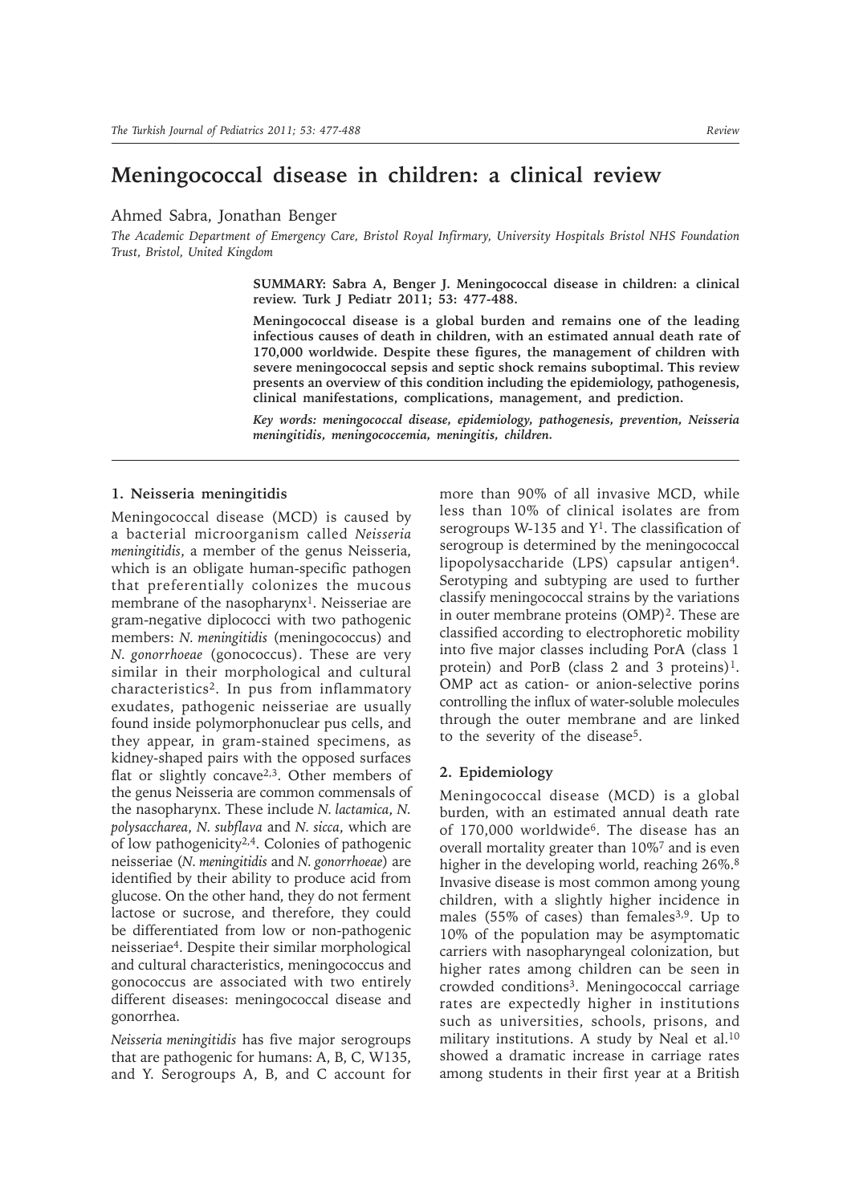# Meningococcal disease in children: a clinical review

Ahmed Sabra, Jonathan Benger

*The Academic Department of Emergency Care, Bristol Royal Infirmary, University Hospitals Bristol NHS Foundation Trust, Bristol, United Kingdom*

**SUMMARY: Sabra A, Benger J. Meningococcal disease in children: a clinical review. Turk J Pediatr 2011; 53: 477-488.**

**Meningococcal disease is a global burden and remains one of the leading infectious causes of death in children, with an estimated annual death rate of 170,000 worldwide. Despite these figures, the management of children with severe meningococcal sepsis and septic shock remains suboptimal. This review presents an overview of this condition including the epidemiology, pathogenesis, clinical manifestations, complications, management, and prediction.**

***Key words: meningococcal disease, epidemiology, pathogenesis, prevention, Neisseria meningitidis, meningococcemia, meningitis, children.***

## 1. Neisseria meningitidis

Meningococcal disease (MCD) is caused by a bacterial microorganism called *Neisseria meningitidis*, a member of the genus Neisseria, which is an obligate human-specific pathogen that preferentially colonizes the mucous membrane of the nasopharynx[1]. Neisseriae are gram-negative diplococci with two pathogenic members: *N. meningitidis* (meningococcus) and *N. gonorrhoeae* (gonococcus). These are very similar in their morphological and cultural characteristics[2]. In pus from inflammatory exudates, pathogenic neisseriae are usually found inside polymorphonuclear pus cells, and they appear, in gram-stained specimens, as kidney-shaped pairs with the opposed surfaces flat or slightly concave[2,3]. Other members of the genus Neisseria are common commensals of the nasopharynx. These include *N. lactamica*, *N. polysaccharea*, *N. subflava* and *N. sicca*, which are of low pathogenicity[2,4]. Colonies of pathogenic neisseriae (*N. meningitidis* and *N. gonorrhoeae*) are identified by their ability to produce acid from glucose. On the other hand, they do not ferment lactose or sucrose, and therefore, they could be differentiated from low or non-pathogenic neisseriae[4]. Despite their similar morphological and cultural characteristics, meningococcus and gonococcus are associated with two entirely different diseases: meningococcal disease and gonorrhea.

*Neisseria meningitidis* has five major serogroups that are pathogenic for humans: A, B, C, W135, and Y. Serogroups A, B, and C account for more than 90% of all invasive MCD, while less than 10% of clinical isolates are from serogroups W-135 and Y[1]. The classification of serogroup is determined by the meningococcal lipopolysaccharide (LPS) capsular antigen[4]. Serotyping and subtyping are used to further classify meningococcal strains by the variations in outer membrane proteins (OMP)[2]. These are classified according to electrophoretic mobility into five major classes including PorA (class 1 protein) and PorB (class 2 and 3 proteins)[1]. OMP act as cation- or anion-selective porins controlling the influx of water-soluble molecules through the outer membrane and are linked to the severity of the disease[5].

## 2. Epidemiology

Meningococcal disease (MCD) is a global burden, with an estimated annual death rate of 170,000 worldwide[6]. The disease has an overall mortality greater than 10%[7] and is even higher in the developing world, reaching 26%.[8] Invasive disease is most common among young children, with a slightly higher incidence in males (55% of cases) than females[3,9]. Up to 10% of the population may be asymptomatic carriers with nasopharyngeal colonization, but higher rates among children can be seen in crowded conditions[3]. Meningococcal carriage rates are expectedly higher in institutions such as universities, schools, prisons, and military institutions. A study by Neal et al.[10] showed a dramatic increase in carriage rates among students in their first year at a British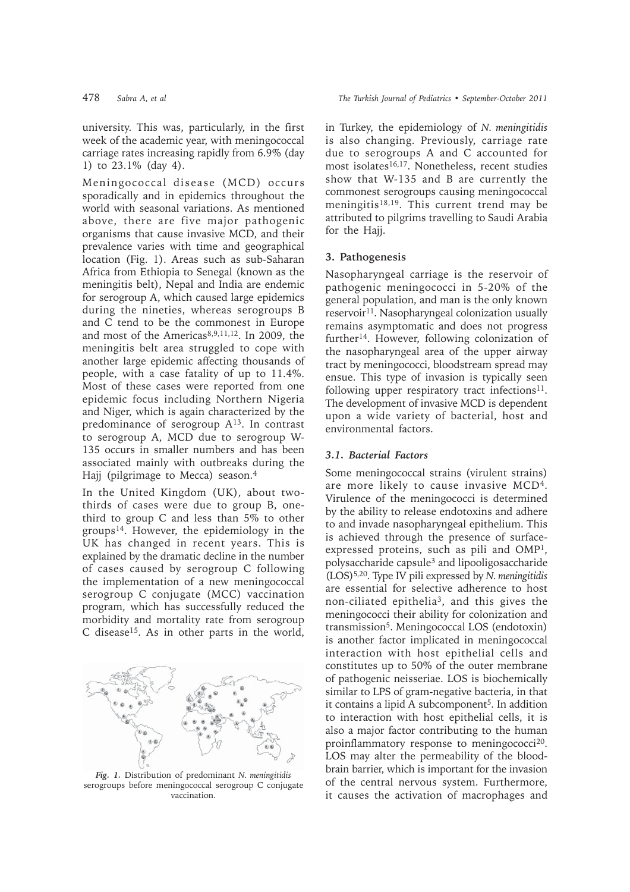university. This was, particularly, in the first week of the academic year, with meningococcal carriage rates increasing rapidly from 6.9% (day 1) to 23.1% (day 4).

Meningococcal disease (MCD) occurs sporadically and in epidemics throughout the world with seasonal variations. As mentioned above, there are five major pathogenic organisms that cause invasive MCD, and their prevalence varies with time and geographical location (Fig. 1). Areas such as sub-Saharan Africa from Ethiopia to Senegal (known as the meningitis belt), Nepal and India are endemic for serogroup A, which caused large epidemics during the nineties, whereas serogroups B and C tend to be the commonest in Europe and most of the Americas[8,9,11,12]. In 2009, the meningitis belt area struggled to cope with another large epidemic affecting thousands of people, with a case fatality of up to 11.4%. Most of these cases were reported from one epidemic focus including Northern Nigeria and Niger, which is again characterized by the predominance of serogroup A[13]. In contrast to serogroup A, MCD due to serogroup W-135 occurs in smaller numbers and has been associated mainly with outbreaks during the Hajj (pilgrimage to Mecca) season.[4]

In the United Kingdom (UK), about two-thirds of cases were due to group B, one-third to group C and less than 5% to other groups[14]. However, the epidemiology in the UK has changed in recent years. This is explained by the dramatic decline in the number of cases caused by serogroup C following the implementation of a new meningococcal serogroup C conjugate (MCC) vaccination program, which has successfully reduced the morbidity and mortality rate from serogroup C disease[15]. As in other parts in the world, in Turkey, the epidemiology of *N. meningitidis* is also changing. Previously, carriage rate due to serogroups A and C accounted for most isolates[16,17]. Nonetheless, recent studies show that W-135 and B are currently the commonest serogroups causing meningococcal meningitis[18,19]. This current trend may be attributed to pilgrims travelling to Saudi Arabia for the Hajj.

***Fig. 1.*** Distribution of predominant *N. meningitidis* serogroups before meningococcal serogroup C conjugate vaccination.

## 3. Pathogenesis

Nasopharyngeal carriage is the reservoir of pathogenic meningococci in 5-20% of the general population, and man is the only known reservoir[11]. Nasopharyngeal colonization usually remains asymptomatic and does not progress further[14]. However, following colonization of the nasopharyngeal area of the upper airway tract by meningococci, bloodstream spread may ensue. This type of invasion is typically seen following upper respiratory tract infections[11]. The development of invasive MCD is dependent upon a wide variety of bacterial, host and environmental factors.

### *3.1. Bacterial Factors*

Some meningococcal strains (virulent strains) are more likely to cause invasive MCD[4]. Virulence of the meningococci is determined by the ability to release endotoxins and adhere to and invade nasopharyngeal epithelium. This is achieved through the presence of surface-expressed proteins, such as pili and OMP[1], polysaccharide capsule[3] and lipooligosaccharide (LOS)[5,20]. Type IV pili expressed by *N. meningitidis* are essential for selective adherence to host non-ciliated epithelia[3], and this gives the meningococci their ability for colonization and transmission[5]. Meningococcal LOS (endotoxin) is another factor implicated in meningococcal interaction with host epithelial cells and constitutes up to 50% of the outer membrane of pathogenic neisseriae. LOS is biochemically similar to LPS of gram-negative bacteria, in that it contains a lipid A subcomponent[5]. In addition to interaction with host epithelial cells, it is also a major factor contributing to the human proinflammatory response to meningococci[20]. LOS may alter the permeability of the blood-brain barrier, which is important for the invasion of the central nervous system. Furthermore, it causes the activation of macrophages and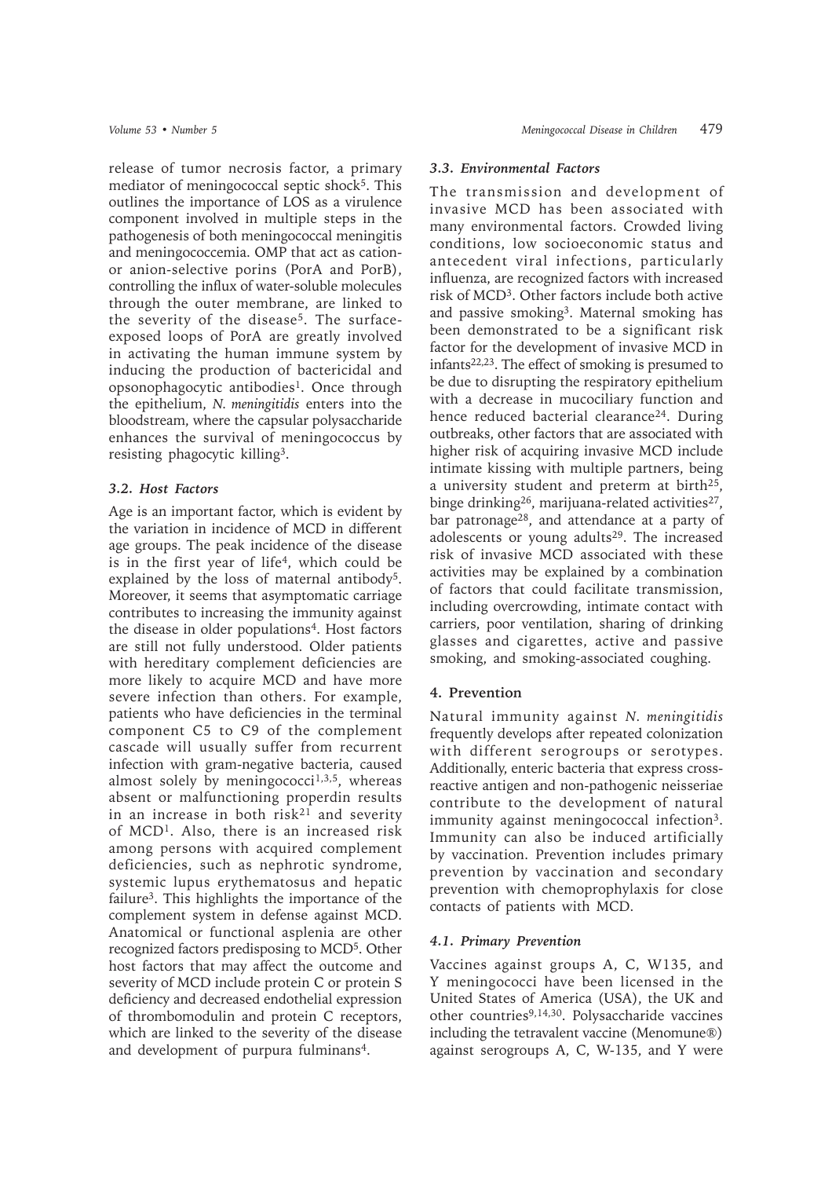release of tumor necrosis factor, a primary mediator of meningococcal septic shock[5]. This outlines the importance of LOS as a virulence component involved in multiple steps in the pathogenesis of both meningococcal meningitis and meningococcemia. OMP that act as cation- or anion-selective porins (PorA and PorB), controlling the influx of water-soluble molecules through the outer membrane, are linked to the severity of the disease[5]. The surface-exposed loops of PorA are greatly involved in activating the human immune system by inducing the production of bactericidal and opsonophagocytic antibodies[1]. Once through the epithelium, *N. meningitidis* enters into the bloodstream, where the capsular polysaccharide enhances the survival of meningococcus by resisting phagocytic killing[3].

### *3.2. Host Factors*

Age is an important factor, which is evident by the variation in incidence of MCD in different age groups. The peak incidence of the disease is in the first year of life[4], which could be explained by the loss of maternal antibody[5]. Moreover, it seems that asymptomatic carriage contributes to increasing the immunity against the disease in older populations[4]. Host factors are still not fully understood. Older patients with hereditary complement deficiencies are more likely to acquire MCD and have more severe infection than others. For example, patients who have deficiencies in the terminal component C5 to C9 of the complement cascade will usually suffer from recurrent infection with gram-negative bacteria, caused almost solely by meningococci[1,3,5], whereas absent or malfunctioning properdin results in an increase in both risk[21] and severity of MCD[1]. Also, there is an increased risk among persons with acquired complement deficiencies, such as nephrotic syndrome, systemic lupus erythematosus and hepatic failure[3]. This highlights the importance of the complement system in defense against MCD. Anatomical or functional asplenia are other recognized factors predisposing to MCD[5]. Other host factors that may affect the outcome and severity of MCD include protein C or protein S deficiency and decreased endothelial expression of thrombomodulin and protein C receptors, which are linked to the severity of the disease and development of purpura fulminans[4].

### *3.3. Environmental Factors*

The transmission and development of invasive MCD has been associated with many environmental factors. Crowded living conditions, low socioeconomic status and antecedent viral infections, particularly influenza, are recognized factors with increased risk of MCD[3]. Other factors include both active and passive smoking[3]. Maternal smoking has been demonstrated to be a significant risk factor for the development of invasive MCD in infants[22,23]. The effect of smoking is presumed to be due to disrupting the respiratory epithelium with a decrease in mucociliary function and hence reduced bacterial clearance[24]. During outbreaks, other factors that are associated with higher risk of acquiring invasive MCD include intimate kissing with multiple partners, being a university student and preterm at birth[25], binge drinking[26], marijuana-related activities[27], bar patronage[28], and attendance at a party of adolescents or young adults[29]. The increased risk of invasive MCD associated with these activities may be explained by a combination of factors that could facilitate transmission, including overcrowding, intimate contact with carriers, poor ventilation, sharing of drinking glasses and cigarettes, active and passive smoking, and smoking-associated coughing.

## 4. Prevention

Natural immunity against *N. meningitidis* frequently develops after repeated colonization with different serogroups or serotypes. Additionally, enteric bacteria that express cross-reactive antigen and non-pathogenic neisseriae contribute to the development of natural immunity against meningococcal infection[3]. Immunity can also be induced artificially by vaccination. Prevention includes primary prevention by vaccination and secondary prevention with chemoprophylaxis for close contacts of patients with MCD.

### *4.1. Primary Prevention*

Vaccines against groups A, C, W135, and Y meningococci have been licensed in the United States of America (USA), the UK and other countries[9,14,30]. Polysaccharide vaccines including the tetravalent vaccine (Menomune®) against serogroups A, C, W-135, and Y were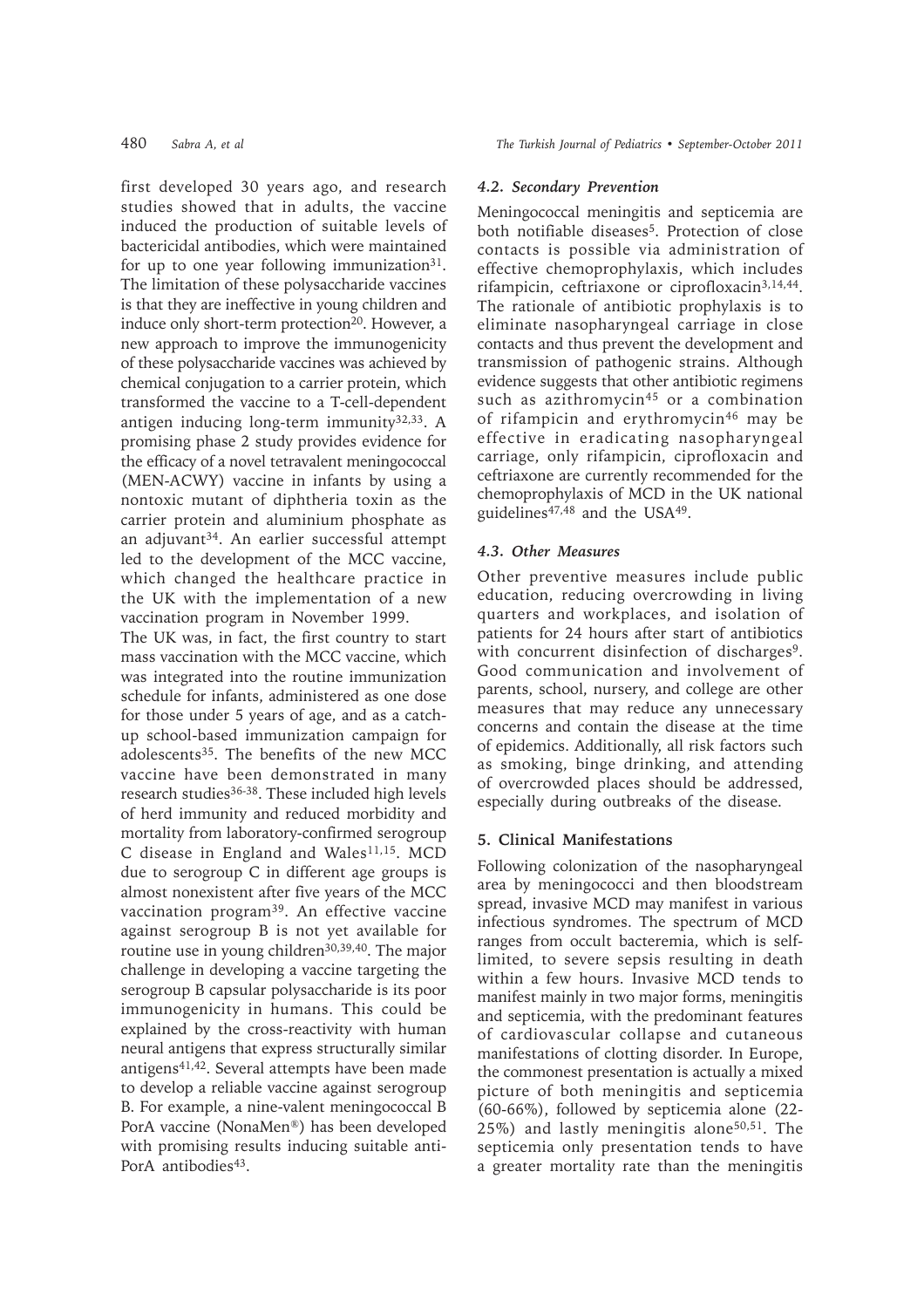first developed 30 years ago, and research studies showed that in adults, the vaccine induced the production of suitable levels of bactericidal antibodies, which were maintained for up to one year following immunization[31]. The limitation of these polysaccharide vaccines is that they are ineffective in young children and induce only short-term protection[20]. However, a new approach to improve the immunogenicity of these polysaccharide vaccines was achieved by chemical conjugation to a carrier protein, which transformed the vaccine to a T-cell-dependent antigen inducing long-term immunity[32,33]. A promising phase 2 study provides evidence for the efficacy of a novel tetravalent meningococcal (MEN-ACWY) vaccine in infants by using a nontoxic mutant of diphtheria toxin as the carrier protein and aluminium phosphate as an adjuvant[34]. An earlier successful attempt led to the development of the MCC vaccine, which changed the healthcare practice in the UK with the implementation of a new vaccination program in November 1999.

The UK was, in fact, the first country to start mass vaccination with the MCC vaccine, which was integrated into the routine immunization schedule for infants, administered as one dose for those under 5 years of age, and as a catch-up school-based immunization campaign for adolescents[35]. The benefits of the new MCC vaccine have been demonstrated in many research studies[36-38]. These included high levels of herd immunity and reduced morbidity and mortality from laboratory-confirmed serogroup C disease in England and Wales[11,15]. MCD due to serogroup C in different age groups is almost nonexistent after five years of the MCC vaccination program[39]. An effective vaccine against serogroup B is not yet available for routine use in young children[30,39,40]. The major challenge in developing a vaccine targeting the serogroup B capsular polysaccharide is its poor immunogenicity in humans. This could be explained by the cross-reactivity with human neural antigens that express structurally similar antigens[41,42]. Several attempts have been made to develop a reliable vaccine against serogroup B. For example, a nine-valent meningococcal B PorA vaccine (NonaMen®) has been developed with promising results inducing suitable anti-PorA antibodies[43].

### *4.2. Secondary Prevention*

Meningococcal meningitis and septicemia are both notifiable diseases[5]. Protection of close contacts is possible via administration of effective chemoprophylaxis, which includes rifampicin, ceftriaxone or ciprofloxacin[3,14,44]. The rationale of antibiotic prophylaxis is to eliminate nasopharyngeal carriage in close contacts and thus prevent the development and transmission of pathogenic strains. Although evidence suggests that other antibiotic regimens such as azithromycin[45] or a combination of rifampicin and erythromycin[46] may be effective in eradicating nasopharyngeal carriage, only rifampicin, ciprofloxacin and ceftriaxone are currently recommended for the chemoprophylaxis of MCD in the UK national guidelines[47,48] and the USA[49].

### *4.3. Other Measures*

Other preventive measures include public education, reducing overcrowding in living quarters and workplaces, and isolation of patients for 24 hours after start of antibiotics with concurrent disinfection of discharges[9]. Good communication and involvement of parents, school, nursery, and college are other measures that may reduce any unnecessary concerns and contain the disease at the time of epidemics. Additionally, all risk factors such as smoking, binge drinking, and attending of overcrowded places should be addressed, especially during outbreaks of the disease.

## 5. Clinical Manifestations

Following colonization of the nasopharyngeal area by meningococci and then bloodstream spread, invasive MCD may manifest in various infectious syndromes. The spectrum of MCD ranges from occult bacteremia, which is self-limited, to severe sepsis resulting in death within a few hours. Invasive MCD tends to manifest mainly in two major forms, meningitis and septicemia, with the predominant features of cardiovascular collapse and cutaneous manifestations of clotting disorder. In Europe, the commonest presentation is actually a mixed picture of both meningitis and septicemia (60-66%), followed by septicemia alone (22-25%) and lastly meningitis alone[50,51]. The septicemia only presentation tends to have a greater mortality rate than the meningitis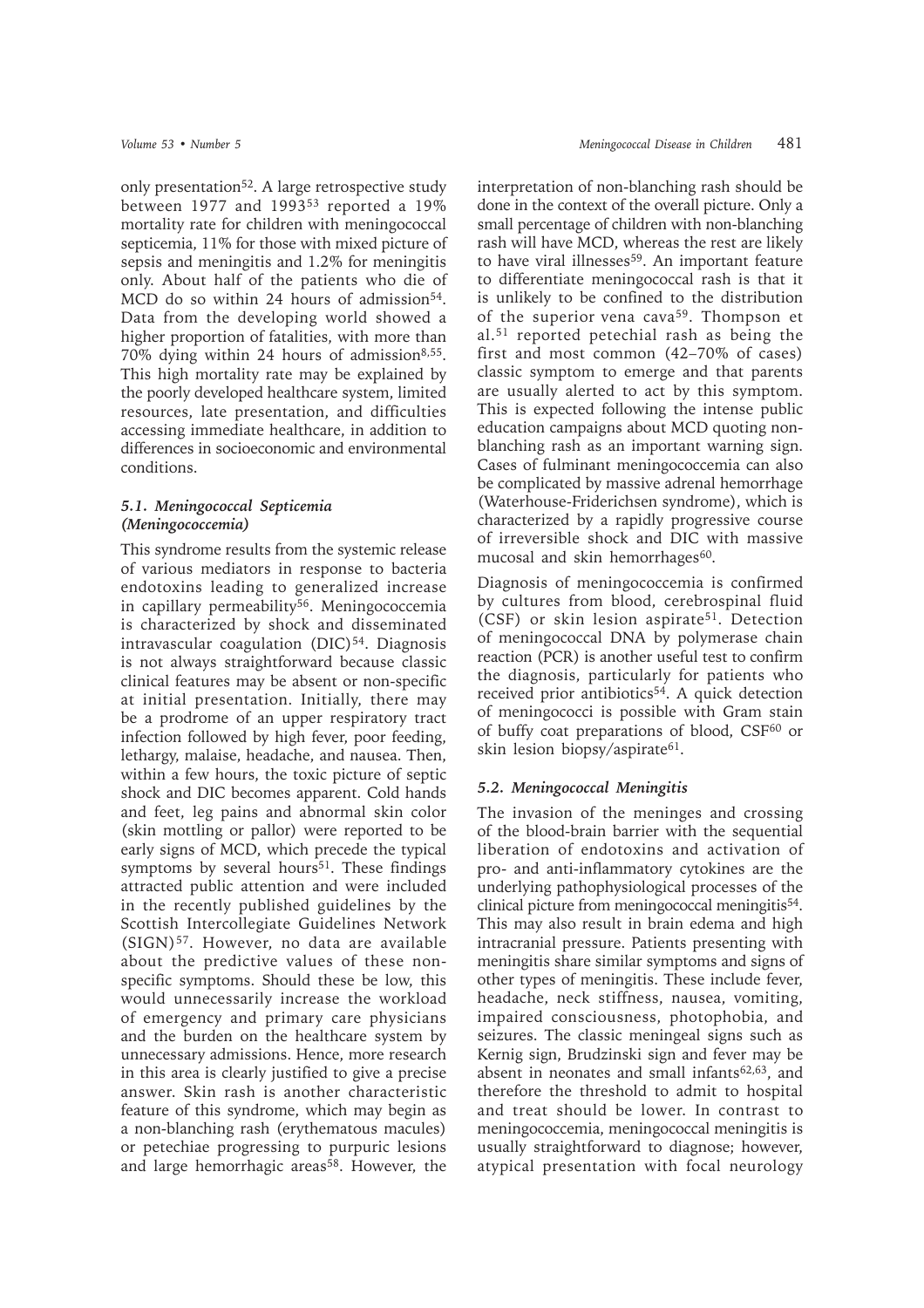only presentation[52]. A large retrospective study between 1977 and 1993[53] reported a 19% mortality rate for children with meningococcal septicemia, 11% for those with mixed picture of sepsis and meningitis and 1.2% for meningitis only. About half of the patients who die of MCD do so within 24 hours of admission[54]. Data from the developing world showed a higher proportion of fatalities, with more than 70% dying within 24 hours of admission[8,55]. This high mortality rate may be explained by the poorly developed healthcare system, limited resources, late presentation, and difficulties accessing immediate healthcare, in addition to differences in socioeconomic and environmental conditions.

### *5.1. Meningococcal Septicemia (Meningococcemia)*

This syndrome results from the systemic release of various mediators in response to bacteria endotoxins leading to generalized increase in capillary permeability[56]. Meningococcemia is characterized by shock and disseminated intravascular coagulation (DIC)[54]. Diagnosis is not always straightforward because classic clinical features may be absent or non-specific at initial presentation. Initially, there may be a prodrome of an upper respiratory tract infection followed by high fever, poor feeding, lethargy, malaise, headache, and nausea. Then, within a few hours, the toxic picture of septic shock and DIC becomes apparent. Cold hands and feet, leg pains and abnormal skin color (skin mottling or pallor) were reported to be early signs of MCD, which precede the typical symptoms by several hours[51]. These findings attracted public attention and were included in the recently published guidelines by the Scottish Intercollegiate Guidelines Network (SIGN)[57]. However, no data are available about the predictive values of these non-specific symptoms. Should these be low, this would unnecessarily increase the workload of emergency and primary care physicians and the burden on the healthcare system by unnecessary admissions. Hence, more research in this area is clearly justified to give a precise answer. Skin rash is another characteristic feature of this syndrome, which may begin as a non-blanching rash (erythematous macules) or petechiae progressing to purpuric lesions and large hemorrhagic areas[58]. However, the interpretation of non-blanching rash should be done in the context of the overall picture. Only a small percentage of children with non-blanching rash will have MCD, whereas the rest are likely to have viral illnesses[59]. An important feature to differentiate meningococcal rash is that it is unlikely to be confined to the distribution of the superior vena cava[59]. Thompson et al.[51] reported petechial rash as being the first and most common (42–70% of cases) classic symptom to emerge and that parents are usually alerted to act by this symptom. This is expected following the intense public education campaigns about MCD quoting non-blanching rash as an important warning sign. Cases of fulminant meningococcemia can also be complicated by massive adrenal hemorrhage (Waterhouse-Friderichsen syndrome), which is characterized by a rapidly progressive course of irreversible shock and DIC with massive mucosal and skin hemorrhages[60].

Diagnosis of meningococcemia is confirmed by cultures from blood, cerebrospinal fluid (CSF) or skin lesion aspirate[51]. Detection of meningococcal DNA by polymerase chain reaction (PCR) is another useful test to confirm the diagnosis, particularly for patients who received prior antibiotics[54]. A quick detection of meningococci is possible with Gram stain of buffy coat preparations of blood, CSF[60] or skin lesion biopsy/aspirate[61].

### *5.2. Meningococcal Meningitis*

The invasion of the meninges and crossing of the blood-brain barrier with the sequential liberation of endotoxins and activation of pro- and anti-inflammatory cytokines are the underlying pathophysiological processes of the clinical picture from meningococcal meningitis[54]. This may also result in brain edema and high intracranial pressure. Patients presenting with meningitis share similar symptoms and signs of other types of meningitis. These include fever, headache, neck stiffness, nausea, vomiting, impaired consciousness, photophobia, and seizures. The classic meningeal signs such as Kernig sign, Brudzinski sign and fever may be absent in neonates and small infants[62,63], and therefore the threshold to admit to hospital and treat should be lower. In contrast to meningococcemia, meningococcal meningitis is usually straightforward to diagnose; however, atypical presentation with focal neurology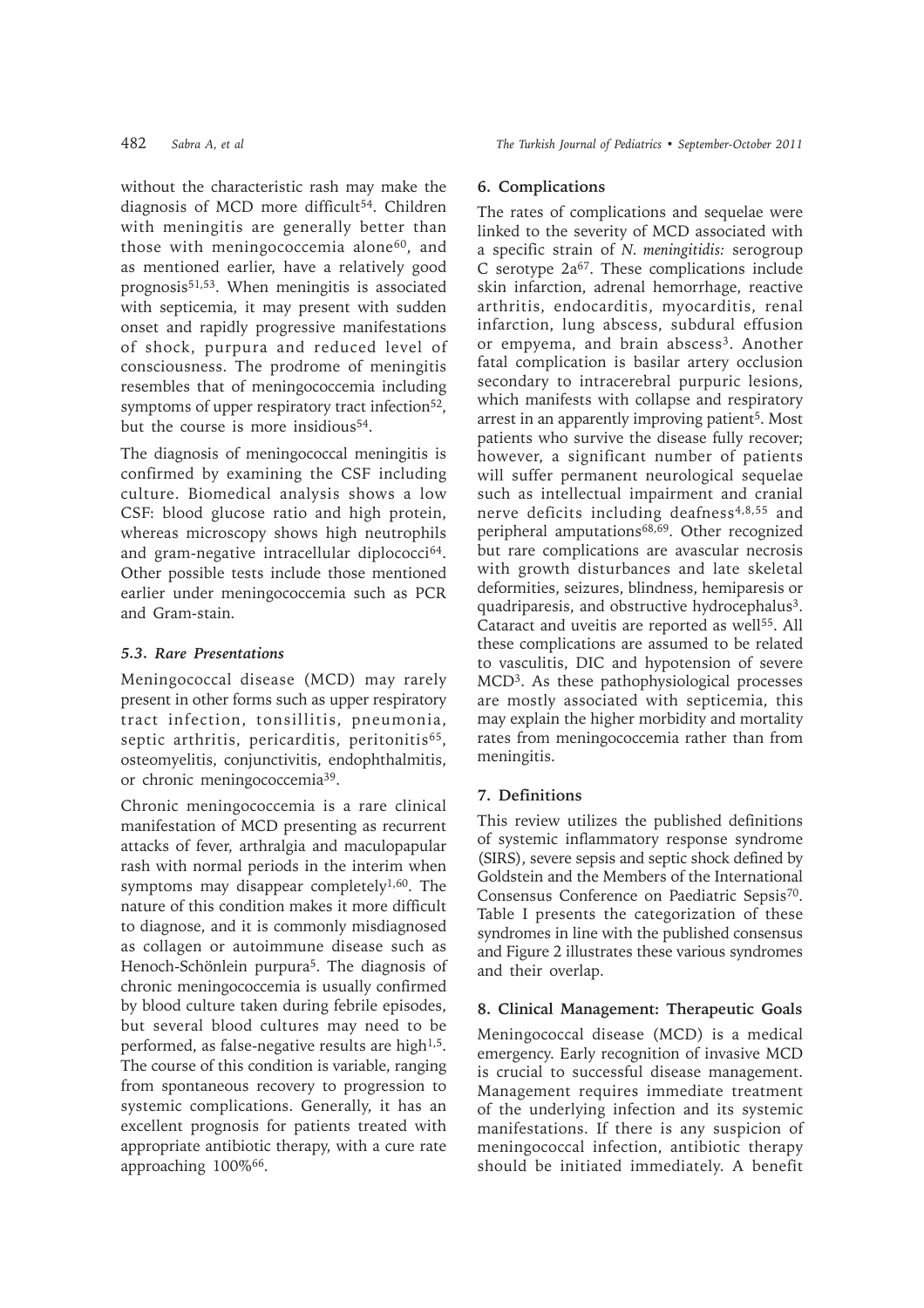without the characteristic rash may make the diagnosis of MCD more difficult[54]. Children with meningitis are generally better than those with meningococcemia alone[60], and as mentioned earlier, have a relatively good prognosis[51,53]. When meningitis is associated with septicemia, it may present with sudden onset and rapidly progressive manifestations of shock, purpura and reduced level of consciousness. The prodrome of meningitis resembles that of meningococcemia including symptoms of upper respiratory tract infection[52], but the course is more insidious[54].

The diagnosis of meningococcal meningitis is confirmed by examining the CSF including culture. Biomedical analysis shows a low CSF: blood glucose ratio and high protein, whereas microscopy shows high neutrophils and gram-negative intracellular diplococci[64]. Other possible tests include those mentioned earlier under meningococcemia such as PCR and Gram-stain.

### *5.3. Rare Presentations*

Meningococcal disease (MCD) may rarely present in other forms such as upper respiratory tract infection, tonsillitis, pneumonia, septic arthritis, pericarditis, peritonitis[65], osteomyelitis, conjunctivitis, endophthalmitis, or chronic meningococcemia[39].

Chronic meningococcemia is a rare clinical manifestation of MCD presenting as recurrent attacks of fever, arthralgia and maculopapular rash with normal periods in the interim when symptoms may disappear completely[1,60]. The nature of this condition makes it more difficult to diagnose, and it is commonly misdiagnosed as collagen or autoimmune disease such as Henoch-Schönlein purpura[5]. The diagnosis of chronic meningococcemia is usually confirmed by blood culture taken during febrile episodes, but several blood cultures may need to be performed, as false-negative results are high[1,5]. The course of this condition is variable, ranging from spontaneous recovery to progression to systemic complications. Generally, it has an excellent prognosis for patients treated with appropriate antibiotic therapy, with a cure rate approaching 100%[66].

## 6. Complications

The rates of complications and sequelae were linked to the severity of MCD associated with a specific strain of *N. meningitidis:* serogroup C serotype 2a[67]. These complications include skin infarction, adrenal hemorrhage, reactive arthritis, endocarditis, myocarditis, renal infarction, lung abscess, subdural effusion or empyema, and brain abscess[3]. Another fatal complication is basilar artery occlusion secondary to intracerebral purpuric lesions, which manifests with collapse and respiratory arrest in an apparently improving patient[5]. Most patients who survive the disease fully recover; however, a significant number of patients will suffer permanent neurological sequelae such as intellectual impairment and cranial nerve deficits including deafness[4,8,55] and peripheral amputations[68,69]. Other recognized but rare complications are avascular necrosis with growth disturbances and late skeletal deformities, seizures, blindness, hemiparesis or quadriparesis, and obstructive hydrocephalus[3]. Cataract and uveitis are reported as well[55]. All these complications are assumed to be related to vasculitis, DIC and hypotension of severe MCD[3]. As these pathophysiological processes are mostly associated with septicemia, this may explain the higher morbidity and mortality rates from meningococcemia rather than from meningitis.

## 7. Definitions

This review utilizes the published definitions of systemic inflammatory response syndrome (SIRS), severe sepsis and septic shock defined by Goldstein and the Members of the International Consensus Conference on Paediatric Sepsis[70]. Table I presents the categorization of these syndromes in line with the published consensus and Figure 2 illustrates these various syndromes and their overlap.

## 8. Clinical Management: Therapeutic Goals

Meningococcal disease (MCD) is a medical emergency. Early recognition of invasive MCD is crucial to successful disease management. Management requires immediate treatment of the underlying infection and its systemic manifestations. If there is any suspicion of meningococcal infection, antibiotic therapy should be initiated immediately. A benefit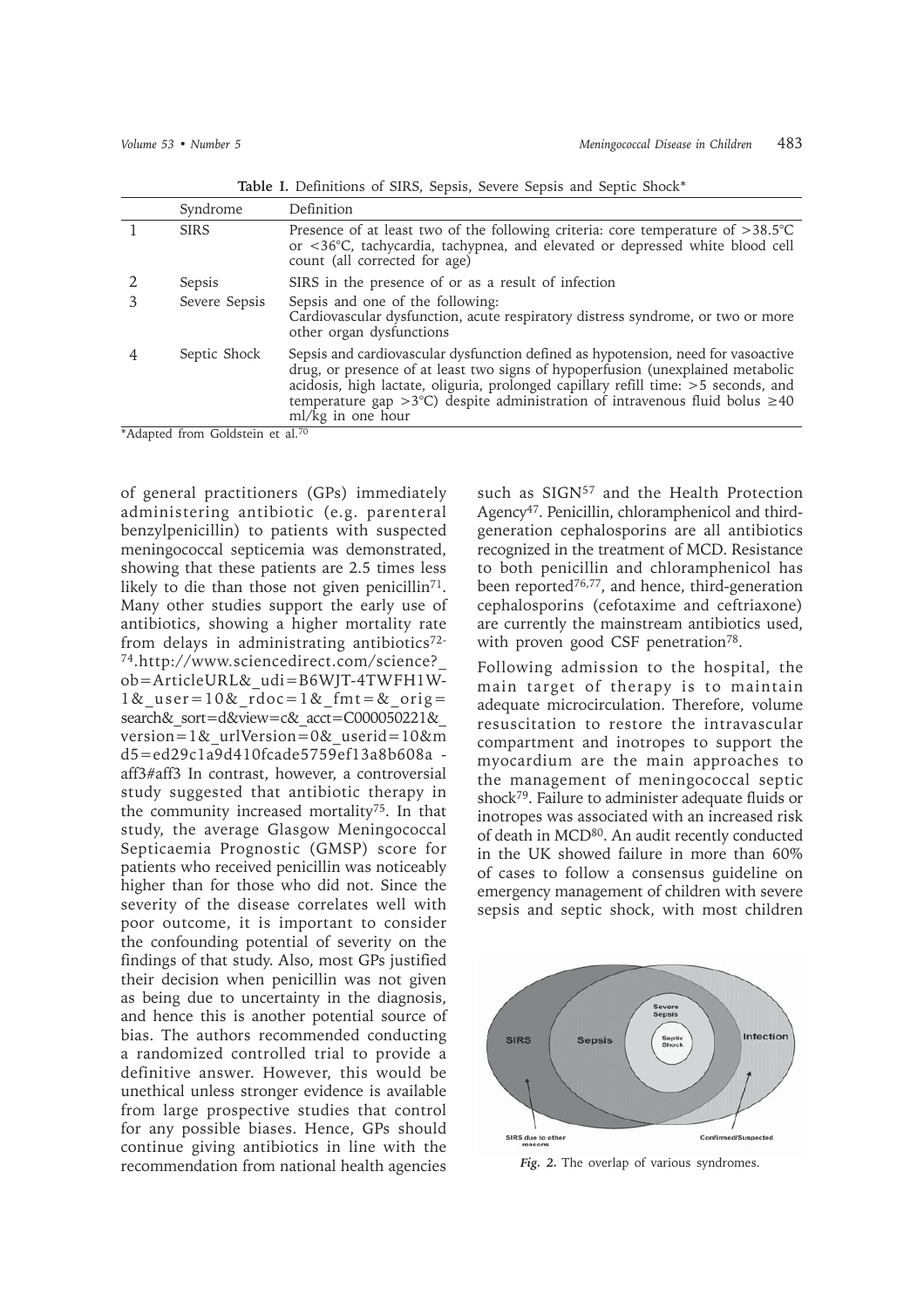**Table I.** Definitions of SIRS, Sepsis, Severe Sepsis and Septic Shock*

| | Syndrome | Definition |
|---|---|---|
| 1 | SIRS | Presence of at least two of the following criteria: core temperature of >38.5°C or <36°C, tachycardia, tachypnea, and elevated or depressed white blood cell count (all corrected for age) |
| 2 | Sepsis | SIRS in the presence of or as a result of infection |
| 3 | Severe Sepsis | Sepsis and one of the following: Cardiovascular dysfunction, acute respiratory distress syndrome, or two or more other organ dysfunctions |
| 4 | Septic Shock | Sepsis and cardiovascular dysfunction defined as hypotension, need for vasoactive drug, or presence of at least two signs of hypoperfusion (unexplained metabolic acidosis, high lactate, oliguria, prolonged capillary refill time: >5 seconds, and temperature gap >3°C) despite administration of intravenous fluid bolus ≥40 ml/kg in one hour |

*Adapted from Goldstein et al.[70]

of general practitioners (GPs) immediately administering antibiotic (e.g. parenteral benzylpenicillin) to patients with suspected meningococcal septicemia was demonstrated, showing that these patients are 2.5 times less likely to die than those not given penicillin[71]. Many other studies support the early use of antibiotics, showing a higher mortality rate from delays in administrating antibiotics[72-74].http://www.sciencedirect.com/science?_ob=ArticleURL&_udi=B6WJT-4TWFH1W-1&_user=10&_rdoc=1&_fmt=&_orig=search&_sort=d&view=c&_acct=C000050221&_version=1&_urlVersion=0&_userid=10&md5=ed29c1a9d410fcade5759ef13a8b608a - aff3#aff3 In contrast, however, a controversial study suggested that antibiotic therapy in the community increased mortality[75]. In that study, the average Glasgow Meningococcal Septicaemia Prognostic (GMSP) score for patients who received penicillin was noticeably higher than for those who did not. Since the severity of the disease correlates well with poor outcome, it is important to consider the confounding potential of severity on the findings of that study. Also, most GPs justified their decision when penicillin was not given as being due to uncertainty in the diagnosis, and hence this is another potential source of bias. The authors recommended conducting a randomized controlled trial to provide a definitive answer. However, this would be unethical unless stronger evidence is available from large prospective studies that control for any possible biases. Hence, GPs should continue giving antibiotics in line with the recommendation from national health agencies such as SIGN[57] and the Health Protection Agency[47]. Penicillin, chloramphenicol and third-generation cephalosporins are all antibiotics recognized in the treatment of MCD. Resistance to both penicillin and chloramphenicol has been reported[76,77], and hence, third-generation cephalosporins (cefotaxime and ceftriaxone) are currently the mainstream antibiotics used, with proven good CSF penetration[78].

Following admission to the hospital, the main target of therapy is to maintain adequate microcirculation. Therefore, volume resuscitation to restore the intravascular compartment and inotropes to support the myocardium are the main approaches to the management of meningococcal septic shock[79]. Failure to administer adequate fluids or inotropes was associated with an increased risk of death in MCD[80]. An audit recently conducted in the UK showed failure in more than 60% of cases to follow a consensus guideline on emergency management of children with severe sepsis and septic shock, with most children

*Fig. 2.* The overlap of various syndromes.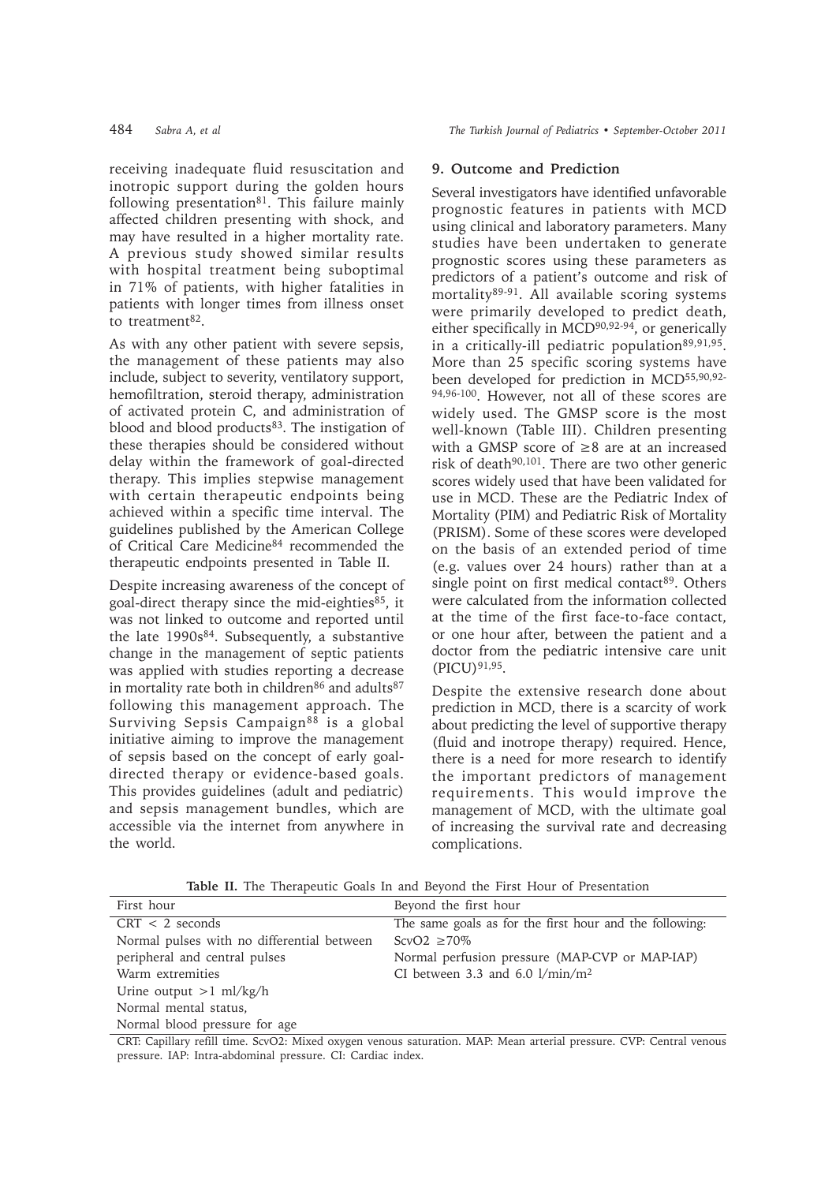receiving inadequate fluid resuscitation and inotropic support during the golden hours following presentation[81]. This failure mainly affected children presenting with shock, and may have resulted in a higher mortality rate. A previous study showed similar results with hospital treatment being suboptimal in 71% of patients, with higher fatalities in patients with longer times from illness onset to treatment[82].

As with any other patient with severe sepsis, the management of these patients may also include, subject to severity, ventilatory support, hemofiltration, steroid therapy, administration of activated protein C, and administration of blood and blood products[83]. The instigation of these therapies should be considered without delay within the framework of goal-directed therapy. This implies stepwise management with certain therapeutic endpoints being achieved within a specific time interval. The guidelines published by the American College of Critical Care Medicine[84] recommended the therapeutic endpoints presented in Table II.

Despite increasing awareness of the concept of goal-direct therapy since the mid-eighties[85], it was not linked to outcome and reported until the late 1990s[84]. Subsequently, a substantive change in the management of septic patients was applied with studies reporting a decrease in mortality rate both in children[86] and adults[87] following this management approach. The Surviving Sepsis Campaign[88] is a global initiative aiming to improve the management of sepsis based on the concept of early goal-directed therapy or evidence-based goals. This provides guidelines (adult and pediatric) and sepsis management bundles, which are accessible via the internet from anywhere in the world.

## 9. Outcome and Prediction

Several investigators have identified unfavorable prognostic features in patients with MCD using clinical and laboratory parameters. Many studies have been undertaken to generate prognostic scores using these parameters as predictors of a patient's outcome and risk of mortality[89-91]. All available scoring systems were primarily developed to predict death, either specifically in MCD[90,92-94], or generically in a critically-ill pediatric population[89,91,95]. More than 25 specific scoring systems have been developed for prediction in MCD[55,90,92-94,96-100]. However, not all of these scores are widely used. The GMSP score is the most well-known (Table III). Children presenting with a GMSP score of ≥8 are at an increased risk of death[90,101]. There are two other generic scores widely used that have been validated for use in MCD. These are the Pediatric Index of Mortality (PIM) and Pediatric Risk of Mortality (PRISM). Some of these scores were developed on the basis of an extended period of time (e.g. values over 24 hours) rather than at a single point on first medical contact[89]. Others were calculated from the information collected at the time of the first face-to-face contact, or one hour after, between the patient and a doctor from the pediatric intensive care unit (PICU)[91,95].

Despite the extensive research done about prediction in MCD, there is a scarcity of work about predicting the level of supportive therapy (fluid and inotrope therapy) required. Hence, there is a need for more research to identify the important predictors of management requirements. This would improve the management of MCD, with the ultimate goal of increasing the survival rate and decreasing complications.

**Table II.** The Therapeutic Goals In and Beyond the First Hour of Presentation

| First hour | Beyond the first hour |
|---|---|
| CRT < 2 seconds | The same goals as for the first hour and the following: |
| Normal pulses with no differential between peripheral and central pulses | $ScvO_2$ ≥70% |
| Warm extremities | Normal perfusion pressure (MAP-CVP or MAP-IAP) |
| Urine output >1 ml/kg/h | CI between 3.3 and 6.0 l/min/m$^2$ |
| Normal mental status, | |
| Normal blood pressure for age | |

CRT: Capillary refill time. ScvO2: Mixed oxygen venous saturation. MAP: Mean arterial pressure. CVP: Central venous pressure. IAP: Intra-abdominal pressure. CI: Cardiac index.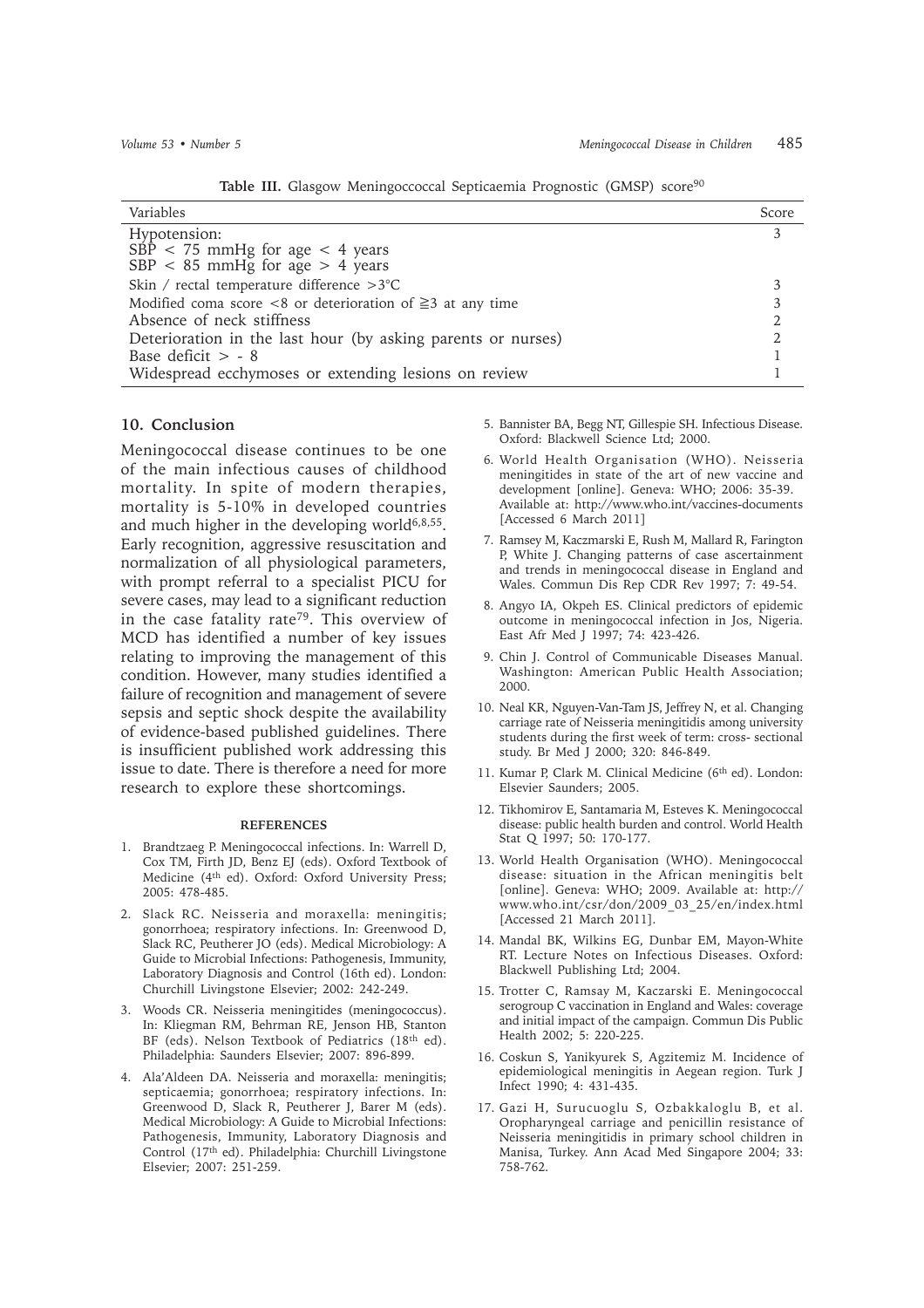**Table III.** Glasgow Meningoccoccal Septicaemia Prognostic (GMSP) score[90]

| Variables | Score |
|---|---|
| Hypotension:<br>SBP < 75 mmHg for age < 4 years<br>SBP < 85 mmHg for age > 4 years | 3 |
| Skin / rectal temperature difference >3°C | 3 |
| Modified coma score <8 or deterioration of ≧3 at any time | 3 |
| Absence of neck stiffness | 2 |
| Deterioration in the last hour (by asking parents or nurses) | 2 |
| Base deficit > - 8 | 1 |
| Widespread ecchymoses or extending lesions on review | 1 |

## 10. Conclusion

Meningococcal disease continues to be one of the main infectious causes of childhood mortality. In spite of modern therapies, mortality is 5-10% in developed countries and much higher in the developing world[6,8,55]. Early recognition, aggressive resuscitation and normalization of all physiological parameters, with prompt referral to a specialist PICU for severe cases, may lead to a significant reduction in the case fatality rate[79]. This overview of MCD has identified a number of key issues relating to improving the management of this condition. However, many studies identified a failure of recognition and management of severe sepsis and septic shock despite the availability of evidence-based published guidelines. There is insufficient published work addressing this issue to date. There is therefore a need for more research to explore these shortcomings.

### REFERENCES

1. Brandtzaeg P. Meningococcal infections. In: Warrell D, Cox TM, Firth JD, Benz EJ (eds). Oxford Textbook of Medicine (4th ed). Oxford: Oxford University Press; 2005: 478-485.
2. Slack RC. Neisseria and moraxella: meningitis; gonorrhoea; respiratory infections. In: Greenwood D, Slack RC, Peutherer JO (eds). Medical Microbiology: A Guide to Microbial Infections: Pathogenesis, Immunity, Laboratory Diagnosis and Control (16th ed). London: Churchill Livingstone Elsevier; 2002: 242-249.
3. Woods CR. Neisseria meningitides (meningococcus). In: Kliegman RM, Behrman RE, Jenson HB, Stanton BF (eds). Nelson Textbook of Pediatrics (18th ed). Philadelphia: Saunders Elsevier; 2007: 896-899.
4. Ala'Aldeen DA. Neisseria and moraxella: meningitis; septicaemia; gonorrhoea; respiratory infections. In: Greenwood D, Slack R, Peutherer J, Barer M (eds). Medical Microbiology: A Guide to Microbial Infections: Pathogenesis, Immunity, Laboratory Diagnosis and Control (17th ed). Philadelphia: Churchill Livingstone Elsevier; 2007: 251-259.
5. Bannister BA, Begg NT, Gillespie SH. Infectious Disease. Oxford: Blackwell Science Ltd; 2000.
6. World Health Organisation (WHO). Neisseria meningitides in state of the art of new vaccine and development [online]. Geneva: WHO; 2006: 35-39. Available at: http://www.who.int/vaccines-documents [Accessed 6 March 2011]
7. Ramsey M, Kaczmarski E, Rush M, Mallard R, Farington P, White J. Changing patterns of case ascertainment and trends in meningococcal disease in England and Wales. Commun Dis Rep CDR Rev 1997; 7: 49-54.
8. Angyo IA, Okpeh ES. Clinical predictors of epidemic outcome in meningococcal infection in Jos, Nigeria. East Afr Med J 1997; 74: 423-426.
9. Chin J. Control of Communicable Diseases Manual. Washington: American Public Health Association; 2000.
10. Neal KR, Nguyen-Van-Tam JS, Jeffrey N, et al. Changing carriage rate of Neisseria meningitidis among university students during the first week of term: cross- sectional study. Br Med J 2000; 320: 846-849.
11. Kumar P, Clark M. Clinical Medicine (6th ed). London: Elsevier Saunders; 2005.
12. Tikhomirov E, Santamaria M, Esteves K. Meningococcal disease: public health burden and control. World Health Stat Q 1997; 50: 170-177.
13. World Health Organisation (WHO). Meningococcal disease: situation in the African meningitis belt [online]. Geneva: WHO; 2009. Available at: http://www.who.int/csr/don/2009_03_25/en/index.html [Accessed 21 March 2011].
14. Mandal BK, Wilkins EG, Dunbar EM, Mayon-White RT. Lecture Notes on Infectious Diseases. Oxford: Blackwell Publishing Ltd; 2004.
15. Trotter C, Ramsay M, Kaczarski E. Meningococcal serogroup C vaccination in England and Wales: coverage and initial impact of the campaign. Commun Dis Public Health 2002; 5: 220-225.
16. Coskun S, Yanikyurek S, Agzitemiz M. Incidence of epidemiological meningitis in Aegean region. Turk J Infect 1990; 4: 431-435.
17. Gazi H, Surucuoglu S, Ozbakkaloglu B, et al. Oropharyngeal carriage and penicillin resistance of Neisseria meningitidis in primary school children in Manisa, Turkey. Ann Acad Med Singapore 2004; 33: 758-762.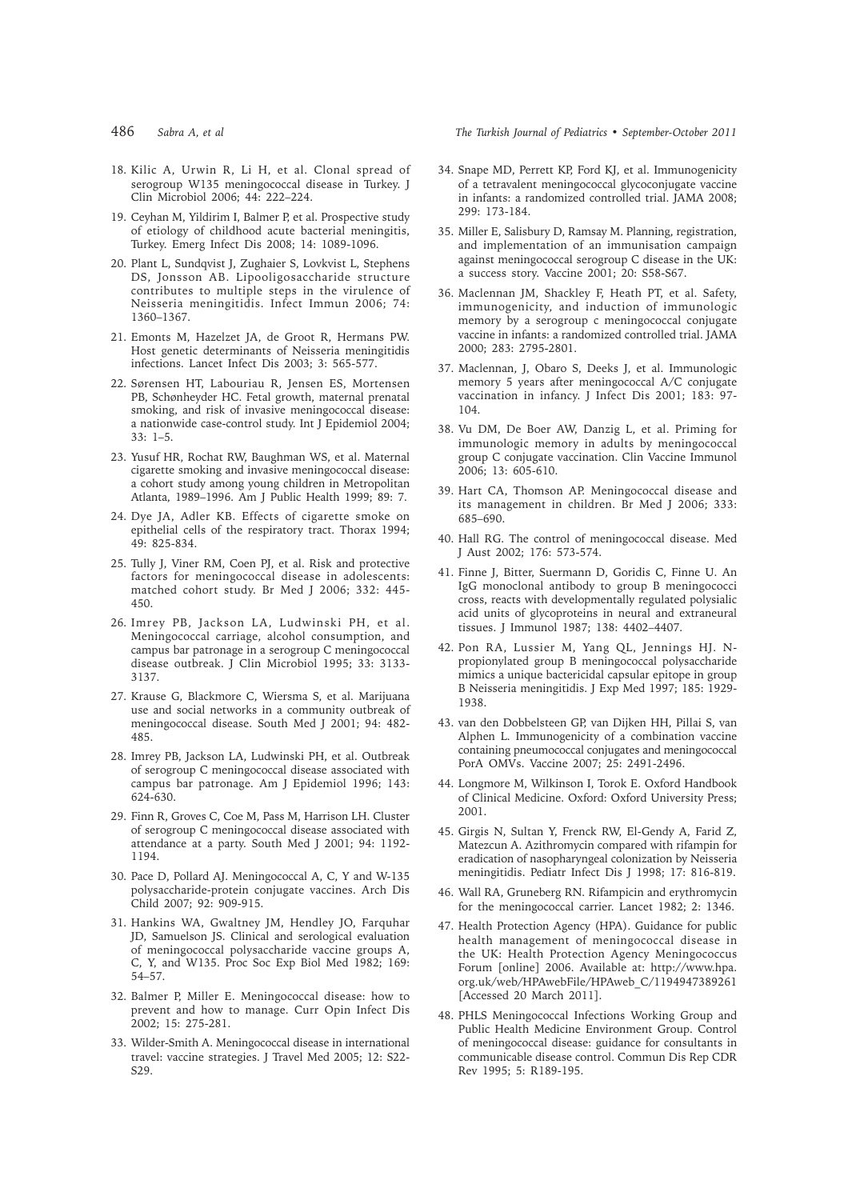18. Kilic A, Urwin R, Li H, et al. Clonal spread of serogroup W135 meningococcal disease in Turkey. J Clin Microbiol 2006; 44: 222–224.

19. Ceyhan M, Yildirim I, Balmer P, et al. Prospective study of etiology of childhood acute bacterial meningitis, Turkey. Emerg Infect Dis 2008; 14: 1089-1096.

20. Plant L, Sundqvist J, Zughaier S, Lovkvist L, Stephens DS, Jonsson AB. Lipooligosaccharide structure contributes to multiple steps in the virulence of Neisseria meningitidis. Infect Immun 2006; 74: 1360–1367.

21. Emonts M, Hazelzet JA, de Groot R, Hermans PW. Host genetic determinants of Neisseria meningitidis infections. Lancet Infect Dis 2003; 3: 565-577.

22. Sørensen HT, Labouriau R, Jensen ES, Mortensen PB, Schønheyder HC. Fetal growth, maternal prenatal smoking, and risk of invasive meningococcal disease: a nationwide case-control study. Int J Epidemiol 2004; 33: 1–5.

23. Yusuf HR, Rochat RW, Baughman WS, et al. Maternal cigarette smoking and invasive meningococcal disease: a cohort study among young children in Metropolitan Atlanta, 1989–1996. Am J Public Health 1999; 89: 7.

24. Dye JA, Adler KB. Effects of cigarette smoke on epithelial cells of the respiratory tract. Thorax 1994; 49: 825-834.

25. Tully J, Viner RM, Coen PJ, et al. Risk and protective factors for meningococcal disease in adolescents: matched cohort study. Br Med J 2006; 332: 445-450.

26. Imrey PB, Jackson LA, Ludwinski PH, et al. Meningococcal carriage, alcohol consumption, and campus bar patronage in a serogroup C meningococcal disease outbreak. J Clin Microbiol 1995; 33: 3133-3137.

27. Krause G, Blackmore C, Wiersma S, et al. Marijuana use and social networks in a community outbreak of meningococcal disease. South Med J 2001; 94: 482-485.

28. Imrey PB, Jackson LA, Ludwinski PH, et al. Outbreak of serogroup C meningococcal disease associated with campus bar patronage. Am J Epidemiol 1996; 143: 624-630.

29. Finn R, Groves C, Coe M, Pass M, Harrison LH. Cluster of serogroup C meningococcal disease associated with attendance at a party. South Med J 2001; 94: 1192-1194.

30. Pace D, Pollard AJ. Meningococcal A, C, Y and W-135 polysaccharide-protein conjugate vaccines. Arch Dis Child 2007; 92: 909-915.

31. Hankins WA, Gwaltney JM, Hendley JO, Farquhar JD, Samuelson JS. Clinical and serological evaluation of meningococcal polysaccharide vaccine groups A, C, Y, and W135. Proc Soc Exp Biol Med 1982; 169: 54–57.

32. Balmer P, Miller E. Meningococcal disease: how to prevent and how to manage. Curr Opin Infect Dis 2002; 15: 275-281.

33. Wilder-Smith A. Meningococcal disease in international travel: vaccine strategies. J Travel Med 2005; 12: S22-S29.

34. Snape MD, Perrett KP, Ford KJ, et al. Immunogenicity of a tetravalent meningococcal glycoconjugate vaccine in infants: a randomized controlled trial. JAMA 2008; 299: 173-184.

35. Miller E, Salisbury D, Ramsay M. Planning, registration, and implementation of an immunisation campaign against meningococcal serogroup C disease in the UK: a success story. Vaccine 2001; 20: S58-S67.

36. Maclennan JM, Shackley F, Heath PT, et al. Safety, immunogenicity, and induction of immunologic memory by a serogroup c meningococcal conjugate vaccine in infants: a randomized controlled trial. JAMA 2000; 283: 2795-2801.

37. Maclennan, J, Obaro S, Deeks J, et al. Immunologic memory 5 years after meningococcal A/C conjugate vaccination in infancy. J Infect Dis 2001; 183: 97-104.

38. Vu DM, De Boer AW, Danzig L, et al. Priming for immunologic memory in adults by meningococcal group C conjugate vaccination. Clin Vaccine Immunol 2006; 13: 605-610.

39. Hart CA, Thomson AP. Meningococcal disease and its management in children. Br Med J 2006; 333: 685–690.

40. Hall RG. The control of meningococcal disease. Med J Aust 2002; 176: 573-574.

41. Finne J, Bitter, Suermann D, Goridis C, Finne U. An IgG monoclonal antibody to group B meningococci cross, reacts with developmentally regulated polysialic acid units of glycoproteins in neural and extraneural tissues. J Immunol 1987; 138: 4402–4407.

42. Pon RA, Lussier M, Yang QL, Jennings HJ. N-propionylated group B meningococcal polysaccharide mimics a unique bactericidal capsular epitope in group B Neisseria meningitidis. J Exp Med 1997; 185: 1929-1938.

43. van den Dobbelsteen GP, van Dijken HH, Pillai S, van Alphen L. Immunogenicity of a combination vaccine containing pneumococcal conjugates and meningococcal PorA OMVs. Vaccine 2007; 25: 2491-2496.

44. Longmore M, Wilkinson I, Torok E. Oxford Handbook of Clinical Medicine. Oxford: Oxford University Press; 2001.

45. Girgis N, Sultan Y, Frenck RW, El-Gendy A, Farid Z, Matezcun A. Azithromycin compared with rifampin for eradication of nasopharyngeal colonization by Neisseria meningitidis. Pediatr Infect Dis J 1998; 17: 816-819.

46. Wall RA, Gruneberg RN. Rifampicin and erythromycin for the meningococcal carrier. Lancet 1982; 2: 1346.

47. Health Protection Agency (HPA). Guidance for public health management of meningococcal disease in the UK: Health Protection Agency Meningococcus Forum [online] 2006. Available at: http://www.hpa.org.uk/web/HPAwebFile/HPAweb_C/1194947389261 [Accessed 20 March 2011].

48. PHLS Meningococcal Infections Working Group and Public Health Medicine Environment Group. Control of meningococcal disease: guidance for consultants in communicable disease control. Commun Dis Rep CDR Rev 1995; 5: R189-195.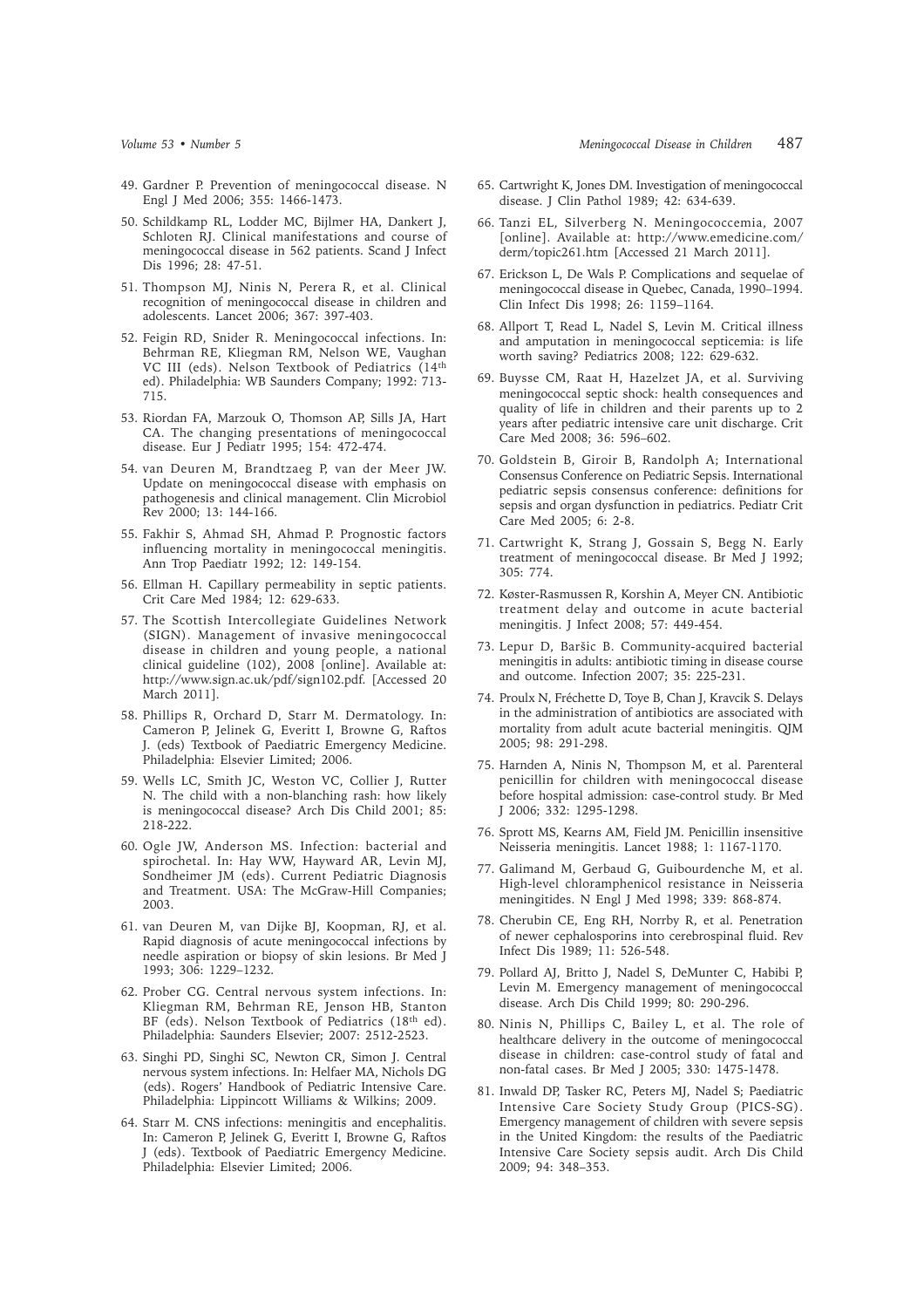49. Gardner P. Prevention of meningococcal disease. N Engl J Med 2006; 355: 1466-1473.
50. Schildkamp RL, Lodder MC, Bijlmer HA, Dankert J, Schloten RJ. Clinical manifestations and course of meningococcal disease in 562 patients. Scand J Infect Dis 1996; 28: 47-51.
51. Thompson MJ, Ninis N, Perera R, et al. Clinical recognition of meningococcal disease in children and adolescents. Lancet 2006; 367: 397-403.
52. Feigin RD, Snider R. Meningococcal infections. In: Behrman RE, Kliegman RM, Nelson WE, Vaughan VC III (eds). Nelson Textbook of Pediatrics (14th ed). Philadelphia: WB Saunders Company; 1992: 713-715.
53. Riordan FA, Marzouk O, Thomson AP, Sills JA, Hart CA. The changing presentations of meningococcal disease. Eur J Pediatr 1995; 154: 472-474.
54. van Deuren M, Brandtzaeg P, van der Meer JW. Update on meningococcal disease with emphasis on pathogenesis and clinical management. Clin Microbiol Rev 2000; 13: 144-166.
55. Fakhir S, Ahmad SH, Ahmad P. Prognostic factors influencing mortality in meningococcal meningitis. Ann Trop Paediatr 1992; 12: 149-154.
56. Ellman H. Capillary permeability in septic patients. Crit Care Med 1984; 12: 629-633.
57. The Scottish Intercollegiate Guidelines Network (SIGN). Management of invasive meningococcal disease in children and young people, a national clinical guideline (102), 2008 [online]. Available at: http://www.sign.ac.uk/pdf/sign102.pdf. [Accessed 20 March 2011].
58. Phillips R, Orchard D, Starr M. Dermatology. In: Cameron P, Jelinek G, Everitt I, Browne G, Raftos J. (eds) Textbook of Paediatric Emergency Medicine. Philadelphia: Elsevier Limited; 2006.
59. Wells LC, Smith JC, Weston VC, Collier J, Rutter N. The child with a non-blanching rash: how likely is meningococcal disease? Arch Dis Child 2001; 85: 218-222.
60. Ogle JW, Anderson MS. Infection: bacterial and spirochetal. In: Hay WW, Hayward AR, Levin MJ, Sondheimer JM (eds). Current Pediatric Diagnosis and Treatment. USA: The McGraw-Hill Companies; 2003.
61. van Deuren M, van Dijke BJ, Koopman, RJ, et al. Rapid diagnosis of acute meningococcal infections by needle aspiration or biopsy of skin lesions. Br Med J 1993; 306: 1229–1232.
62. Prober CG. Central nervous system infections. In: Kliegman RM, Behrman RE, Jenson HB, Stanton BF (eds). Nelson Textbook of Pediatrics (18th ed). Philadelphia: Saunders Elsevier; 2007: 2512-2523.
63. Singhi PD, Singhi SC, Newton CR, Simon J. Central nervous system infections. In: Helfaer MA, Nichols DG (eds). Rogers' Handbook of Pediatric Intensive Care. Philadelphia: Lippincott Williams & Wilkins; 2009.
64. Starr M. CNS infections: meningitis and encephalitis. In: Cameron P, Jelinek G, Everitt I, Browne G, Raftos J (eds). Textbook of Paediatric Emergency Medicine. Philadelphia: Elsevier Limited; 2006.
65. Cartwright K, Jones DM. Investigation of meningococcal disease. J Clin Pathol 1989; 42: 634-639.
66. Tanzi EL, Silverberg N. Meningococcemia, 2007 [online]. Available at: http://www.emedicine.com/derm/topic261.htm [Accessed 21 March 2011].
67. Erickson L, De Wals P. Complications and sequelae of meningococcal disease in Quebec, Canada, 1990–1994. Clin Infect Dis 1998; 26: 1159–1164.
68. Allport T, Read L, Nadel S, Levin M. Critical illness and amputation in meningococcal septicemia: is life worth saving? Pediatrics 2008; 122: 629-632.
69. Buysse CM, Raat H, Hazelzet JA, et al. Surviving meningococcal septic shock: health consequences and quality of life in children and their parents up to 2 years after pediatric intensive care unit discharge. Crit Care Med 2008; 36: 596–602.
70. Goldstein B, Giroir B, Randolph A; International Consensus Conference on Pediatric Sepsis. International pediatric sepsis consensus conference: definitions for sepsis and organ dysfunction in pediatrics. Pediatr Crit Care Med 2005; 6: 2-8.
71. Cartwright K, Strang J, Gossain S, Begg N. Early treatment of meningococcal disease. Br Med J 1992; 305: 774.
72. Køster-Rasmussen R, Korshin A, Meyer CN. Antibiotic treatment delay and outcome in acute bacterial meningitis. J Infect 2008; 57: 449-454.
73. Lepur D, Baršic B. Community-acquired bacterial meningitis in adults: antibiotic timing in disease course and outcome. Infection 2007; 35: 225-231.
74. Proulx N, Fréchette D, Toye B, Chan J, Kravcik S. Delays in the administration of antibiotics are associated with mortality from adult acute bacterial meningitis. QJM 2005; 98: 291-298.
75. Harnden A, Ninis N, Thompson M, et al. Parenteral penicillin for children with meningococcal disease before hospital admission: case-control study. Br Med J 2006; 332: 1295-1298.
76. Sprott MS, Kearns AM, Field JM. Penicillin insensitive Neisseria meningitis. Lancet 1988; 1: 1167-1170.
77. Galimand M, Gerbaud G, Guibourdenche M, et al. High-level chloramphenicol resistance in Neisseria meningitides. N Engl J Med 1998; 339: 868-874.
78. Cherubin CE, Eng RH, Norrby R, et al. Penetration of newer cephalosporins into cerebrospinal fluid. Rev Infect Dis 1989; 11: 526-548.
79. Pollard AJ, Britto J, Nadel S, DeMunter C, Habibi P, Levin M. Emergency management of meningococcal disease. Arch Dis Child 1999; 80: 290-296.
80. Ninis N, Phillips C, Bailey L, et al. The role of healthcare delivery in the outcome of meningococcal disease in children: case-control study of fatal and non-fatal cases. Br Med J 2005; 330: 1475-1478.
81. Inwald DP, Tasker RC, Peters MJ, Nadel S; Paediatric Intensive Care Society Study Group (PICS-SG). Emergency management of children with severe sepsis in the United Kingdom: the results of the Paediatric Intensive Care Society sepsis audit. Arch Dis Child 2009; 94: 348–353.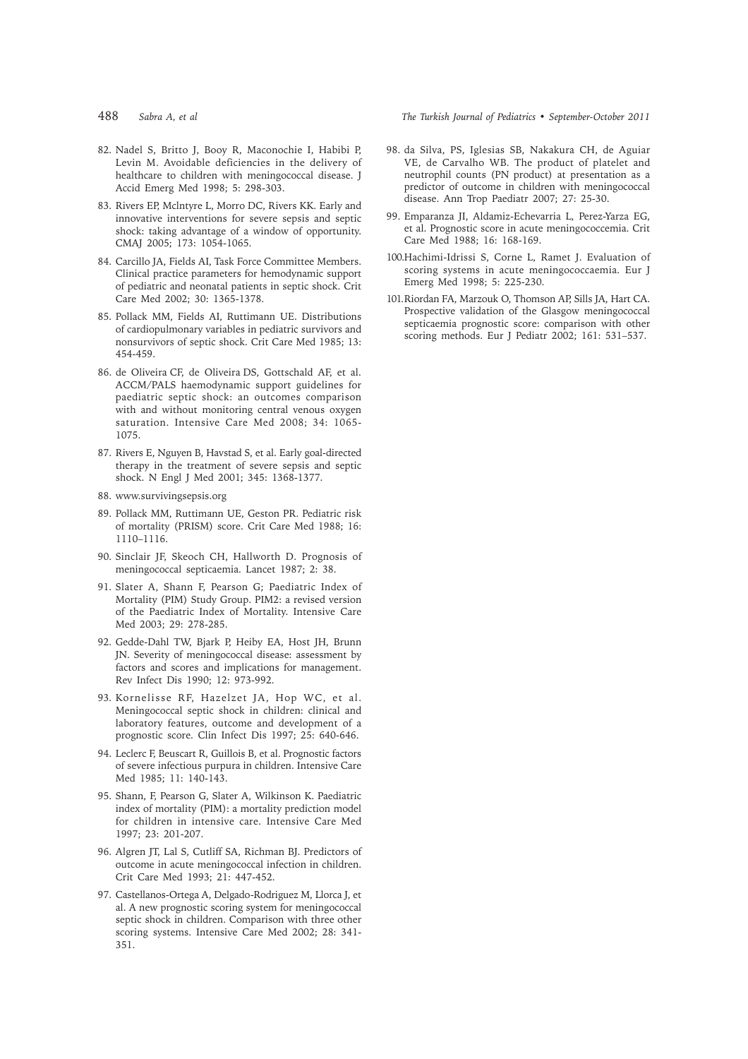82. Nadel S, Britto J, Booy R, Maconochie I, Habibi P, Levin M. Avoidable deficiencies in the delivery of healthcare to children with meningococcal disease. J Accid Emerg Med 1998; 5: 298-303.

83. Rivers EP, Mclntyre L, Morro DC, Rivers KK. Early and innovative interventions for severe sepsis and septic shock: taking advantage of a window of opportunity. CMAJ 2005; 173: 1054-1065.

84. Carcillo JA, Fields AI, Task Force Committee Members. Clinical practice parameters for hemodynamic support of pediatric and neonatal patients in septic shock. Crit Care Med 2002; 30: 1365-1378.

85. Pollack MM, Fields AI, Ruttimann UE. Distributions of cardiopulmonary variables in pediatric survivors and nonsurvivors of septic shock. Crit Care Med 1985; 13: 454-459.

86. de Oliveira CF, de Oliveira DS, Gottschald AF, et al. ACCM/PALS haemodynamic support guidelines for paediatric septic shock: an outcomes comparison with and without monitoring central venous oxygen saturation. Intensive Care Med 2008; 34: 1065-1075.

87. Rivers E, Nguyen B, Havstad S, et al. Early goal-directed therapy in the treatment of severe sepsis and septic shock. N Engl J Med 2001; 345: 1368-1377.

88. www.survivingsepsis.org

89. Pollack MM, Ruttimann UE, Geston PR. Pediatric risk of mortality (PRISM) score. Crit Care Med 1988; 16: 1110–1116.

90. Sinclair JF, Skeoch CH, Hallworth D. Prognosis of meningococcal septicaemia. Lancet 1987; 2: 38.

91. Slater A, Shann F, Pearson G; Paediatric Index of Mortality (PIM) Study Group. PIM2: a revised version of the Paediatric Index of Mortality. Intensive Care Med 2003; 29: 278-285.

92. Gedde-Dahl TW, Bjark P, Heiby EA, Host JH, Brunn JN. Severity of meningococcal disease: assessment by factors and scores and implications for management. Rev Infect Dis 1990; 12: 973-992.

93. Kornelisse RF, Hazelzet JA, Hop WC, et al. Meningococcal septic shock in children: clinical and laboratory features, outcome and development of a prognostic score. Clin Infect Dis 1997; 25: 640-646.

94. Leclerc F, Beuscart R, Guillois B, et al. Prognostic factors of severe infectious purpura in children. Intensive Care Med 1985; 11: 140-143.

95. Shann, F, Pearson G, Slater A, Wilkinson K. Paediatric index of mortality (PIM): a mortality prediction model for children in intensive care. Intensive Care Med 1997; 23: 201-207.

96. Algren JT, Lal S, Cutliff SA, Richman BJ. Predictors of outcome in acute meningococcal infection in children. Crit Care Med 1993; 21: 447-452.

97. Castellanos-Ortega A, Delgado-Rodriguez M, Llorca J, et al. A new prognostic scoring system for meningococcal septic shock in children. Comparison with three other scoring systems. Intensive Care Med 2002; 28: 341-351.

98. da Silva, PS, Iglesias SB, Nakakura CH, de Aguiar VE, de Carvalho WB. The product of platelet and neutrophil counts (PN product) at presentation as a predictor of outcome in children with meningococcal disease. Ann Trop Paediatr 2007; 27: 25-30.

99. Emparanza JI, Aldamiz-Echevarria L, Perez-Yarza EG, et al. Prognostic score in acute meningococcemia. Crit Care Med 1988; 16: 168-169.

100. Hachimi-Idrissi S, Corne L, Ramet J. Evaluation of scoring systems in acute meningococcaemia. Eur J Emerg Med 1998; 5: 225-230.

101. Riordan FA, Marzouk O, Thomson AP, Sills JA, Hart CA. Prospective validation of the Glasgow meningococcal septicaemia prognostic score: comparison with other scoring methods. Eur J Pediatr 2002; 161: 531–537.